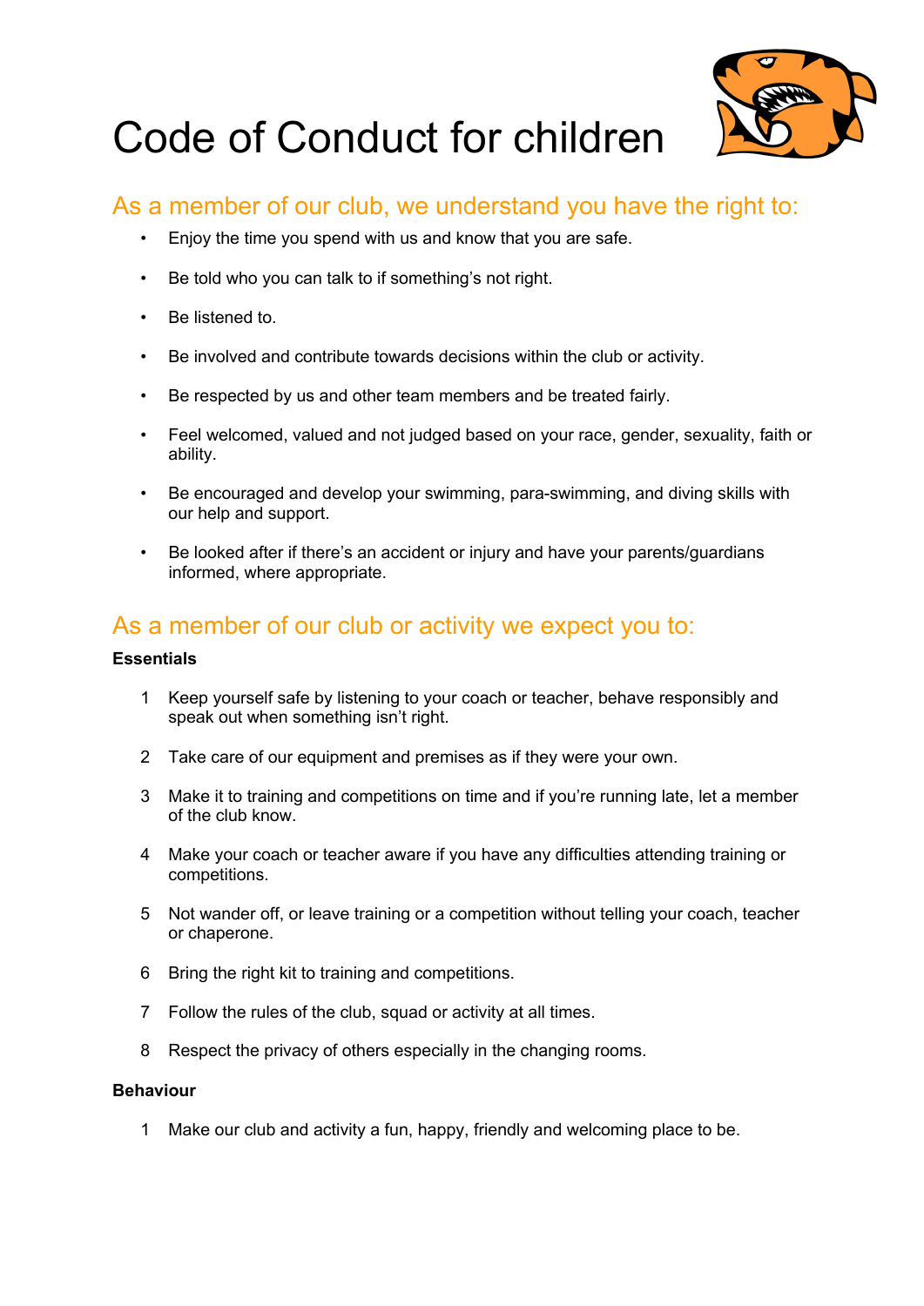# Code of Conduct for children

## As a member of our club, we understand you have the right to:

- Enjoy the time you spend with us and know that you are safe.
- Be told who you can talk to if something's not right.
- Be listened to.
- Be involved and contribute towards decisions within the club or activity.
- Be respected by us and other team members and be treated fairly.
- Feel welcomed, valued and not judged based on your race, gender, sexuality, faith or ability.
- Be encouraged and develop your swimming, para-swimming, and diving skills with our help and support.
- Be looked after if there's an accident or injury and have your parents/guardians informed, where appropriate.

## As a member of our club or activity we expect you to:

**Essentials**

1. Keep yourself safe by listening to your coach or teacher, behave responsibly and speak out when something isn't right.
2. Take care of our equipment and premises as if they were your own.
3. Make it to training and competitions on time and if you're running late, let a member of the club know.
4. Make your coach or teacher aware if you have any difficulties attending training or competitions.
5. Not wander off, or leave training or a competition without telling your coach, teacher or chaperone.
6. Bring the right kit to training and competitions.
7. Follow the rules of the club, squad or activity at all times.
8. Respect the privacy of others especially in the changing rooms.

**Behaviour**

1. Make our club and activity a fun, happy, friendly and welcoming place to be.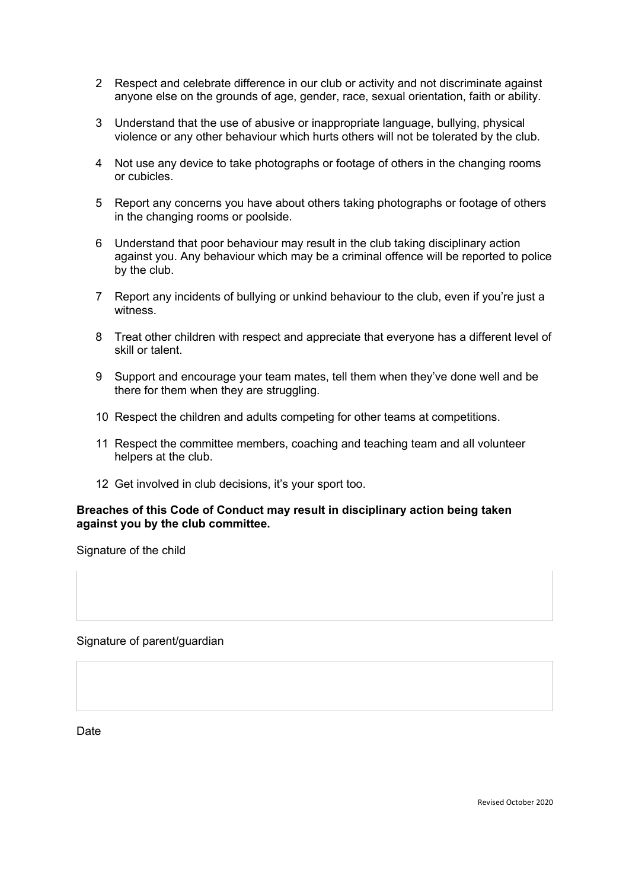2. Respect and celebrate difference in our club or activity and not discriminate against anyone else on the grounds of age, gender, race, sexual orientation, faith or ability.
3. Understand that the use of abusive or inappropriate language, bullying, physical violence or any other behaviour which hurts others will not be tolerated by the club.
4. Not use any device to take photographs or footage of others in the changing rooms or cubicles.
5. Report any concerns you have about others taking photographs or footage of others in the changing rooms or poolside.
6. Understand that poor behaviour may result in the club taking disciplinary action against you. Any behaviour which may be a criminal offence will be reported to police by the club.
7. Report any incidents of bullying or unkind behaviour to the club, even if you're just a witness.
8. Treat other children with respect and appreciate that everyone has a different level of skill or talent.
9. Support and encourage your team mates, tell them when they've done well and be there for them when they are struggling.
10. Respect the children and adults competing for other teams at competitions.
11. Respect the committee members, coaching and teaching team and all volunteer helpers at the club.
12. Get involved in club decisions, it's your sport too.

**Breaches of this Code of Conduct may result in disciplinary action being taken against you by the club committee.**

Signature of the child

Signature of parent/guardian

Date

Revised October 2020